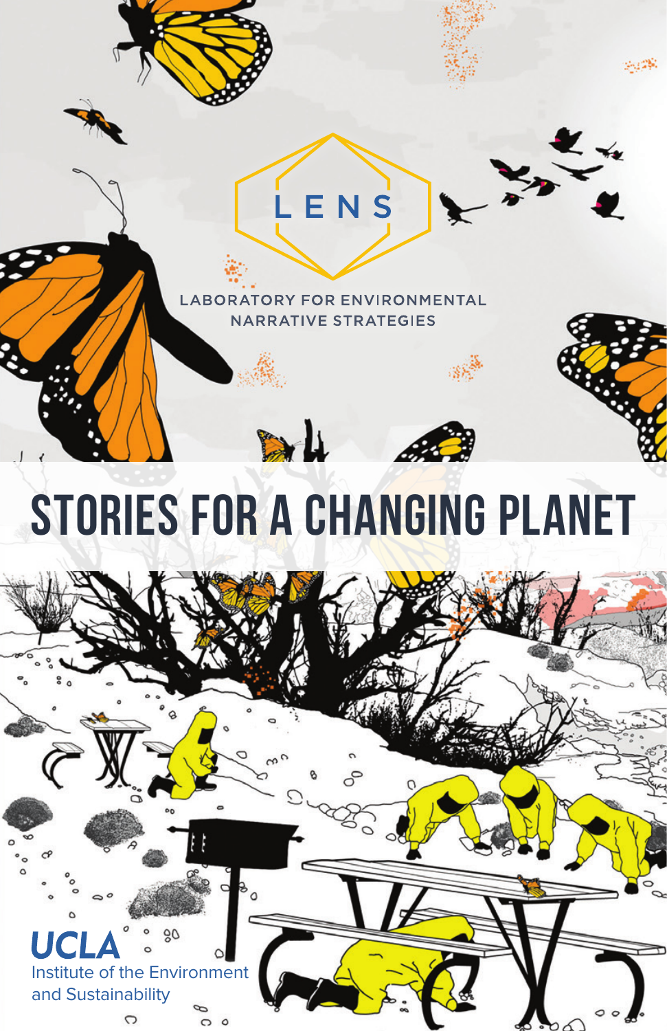LENS

LABORATORY FOR ENVIRONMENTAL NARRATIVE STRATEGIES

# STORIES FOR A CHANGING PLANET

UCLA
Institute of the Environment and Sustainability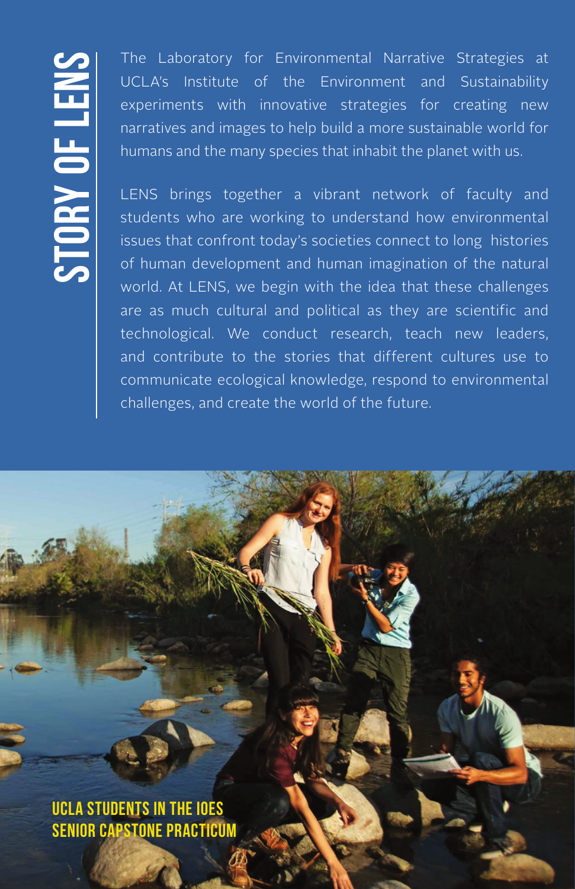# STORY OF LENS

The Laboratory for Environmental Narrative Strategies at UCLA's Institute of the Environment and Sustainability experiments with innovative strategies for creating new narratives and images to help build a more sustainable world for humans and the many species that inhabit the planet with us.

LENS brings together a vibrant network of faculty and students who are working to understand how environmental issues that confront today's societies connect to long histories of human development and human imagination of the natural world. At LENS, we begin with the idea that these challenges are as much cultural and political as they are scientific and technological. We conduct research, teach new leaders, and contribute to the stories that different cultures use to communicate ecological knowledge, respond to environmental challenges, and create the world of the future.

UCLA STUDENTS IN THE IOES SENIOR CAPSTONE PRACTICUM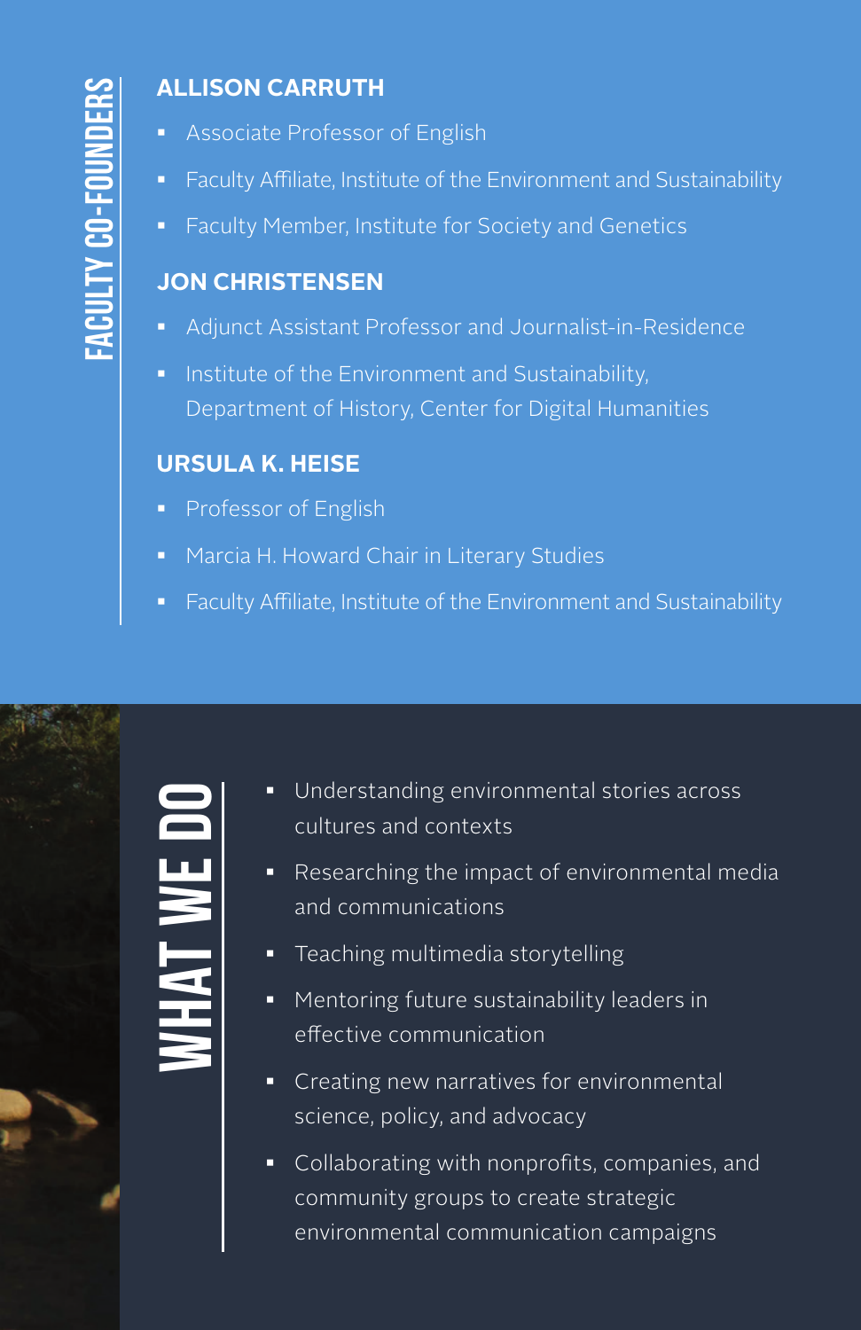## FACULTY CO-FOUNDERS

### ALLISON CARRUTH

- Associate Professor of English
- Faculty Affiliate, Institute of the Environment and Sustainability
- Faculty Member, Institute for Society and Genetics

### JON CHRISTENSEN

- Adjunct Assistant Professor and Journalist-in-Residence
- Institute of the Environment and Sustainability, Department of History, Center for Digital Humanities

### URSULA K. HEISE

- Professor of English
- Marcia H. Howard Chair in Literary Studies
- Faculty Affiliate, Institute of the Environment and Sustainability

## WHAT WE DO

- Understanding environmental stories across cultures and contexts
- Researching the impact of environmental media and communications
- Teaching multimedia storytelling
- Mentoring future sustainability leaders in effective communication
- Creating new narratives for environmental science, policy, and advocacy
- Collaborating with nonprofits, companies, and community groups to create strategic environmental communication campaigns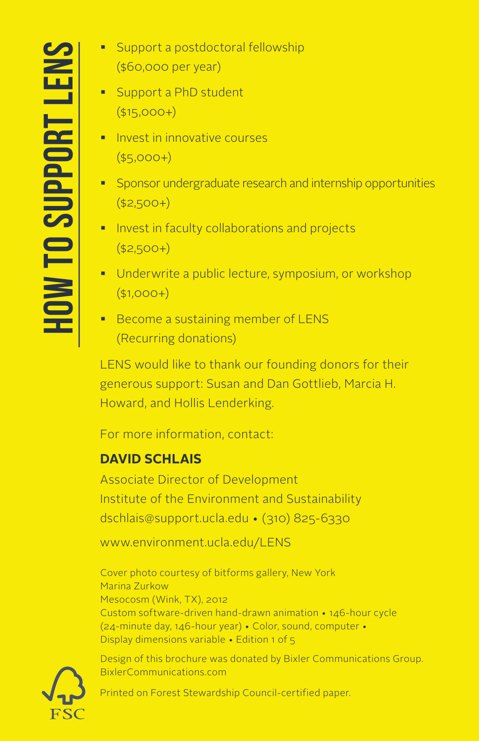# HOW TO SUPPORT LENS

- Support a postdoctoral fellowship ($60,000 per year)
- Support a PhD student ($15,000+)
- Invest in innovative courses ($5,000+)
- Sponsor undergraduate research and internship opportunities ($2,500+)
- Invest in faculty collaborations and projects ($2,500+)
- Underwrite a public lecture, symposium, or workshop ($1,000+)
- Become a sustaining member of LENS (Recurring donations)

LENS would like to thank our founding donors for their generous support: Susan and Dan Gottlieb, Marcia H. Howard, and Hollis Lenderking.

For more information, contact:

**DAVID SCHLAIS**

Associate Director of Development
Institute of the Environment and Sustainability
dschlais@support.ucla.edu • (310) 825-6330

www.environment.ucla.edu/LENS

Cover photo courtesy of bitforms gallery, New York
Marina Zurkow
Mesocosm (Wink, TX), 2012
Custom software-driven hand-drawn animation • 146-hour cycle (24-minute day, 146-hour year) • Color, sound, computer • Display dimensions variable • Edition 1 of 5

Design of this brochure was donated by Bixler Communications Group.
BixlerCommunications.com

FSC

Printed on Forest Stewardship Council-certified paper.